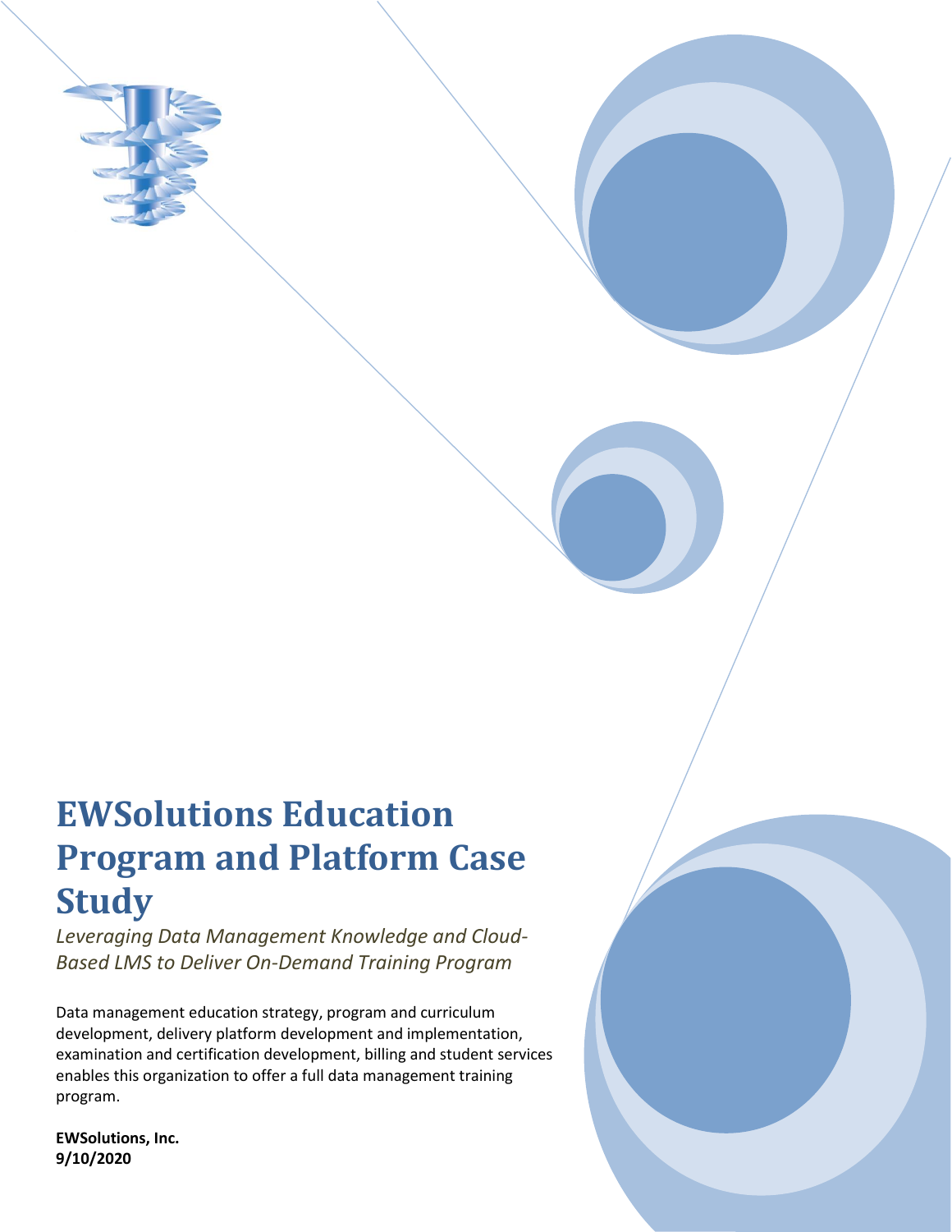# EWSolutions Education Program and Platform Case Study

*Leveraging Data Management Knowledge and Cloud-Based LMS to Deliver On-Demand Training Program*

Data management education strategy, program and curriculum development, delivery platform development and implementation, examination and certification development, billing and student services enables this organization to offer a full data management training program.

**EWSolutions, Inc.**
**9/10/2020**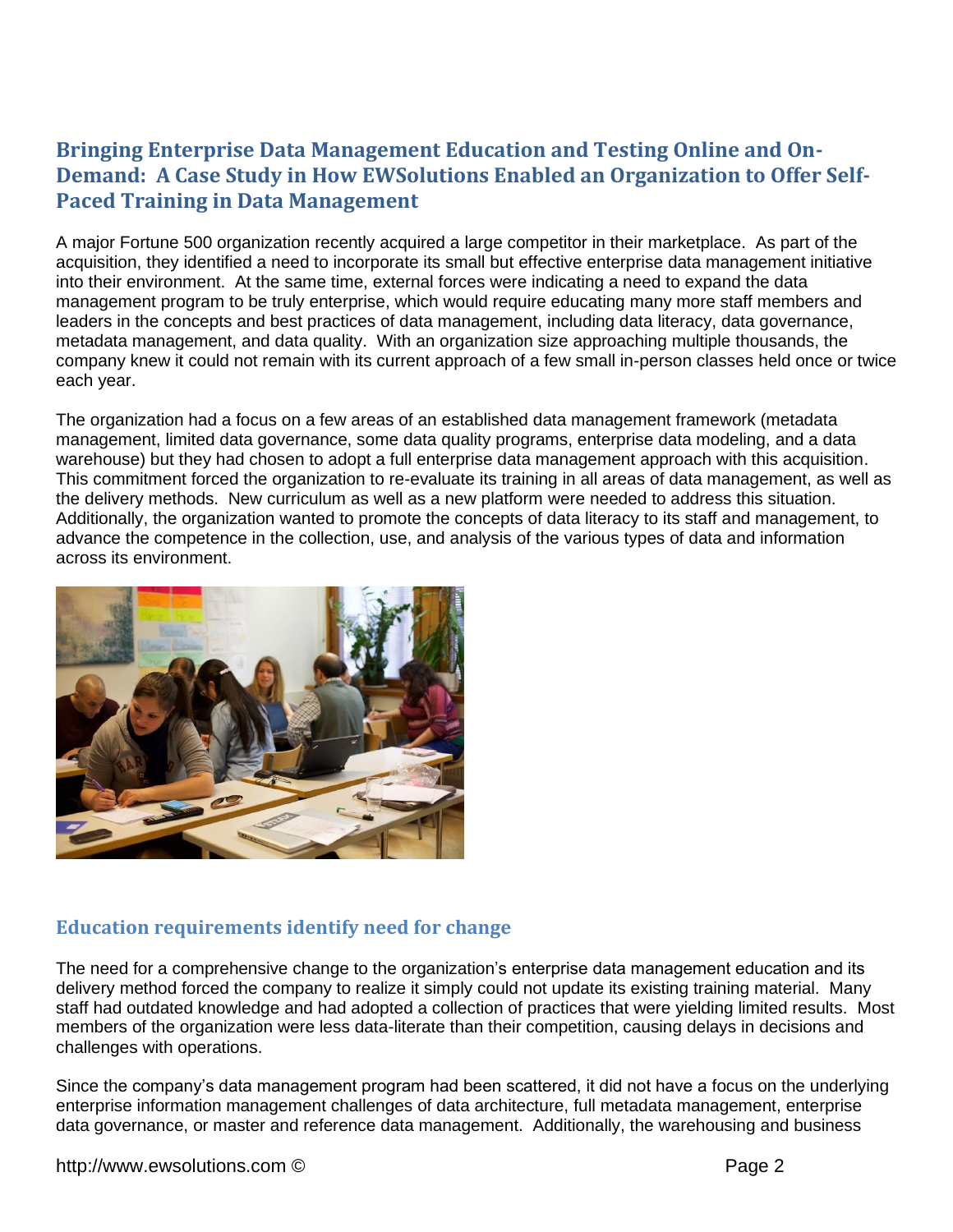## Bringing Enterprise Data Management Education and Testing Online and On-Demand: A Case Study in How EWSolutions Enabled an Organization to Offer Self-Paced Training in Data Management

A major Fortune 500 organization recently acquired a large competitor in their marketplace. As part of the acquisition, they identified a need to incorporate its small but effective enterprise data management initiative into their environment. At the same time, external forces were indicating a need to expand the data management program to be truly enterprise, which would require educating many more staff members and leaders in the concepts and best practices of data management, including data literacy, data governance, metadata management, and data quality. With an organization size approaching multiple thousands, the company knew it could not remain with its current approach of a few small in-person classes held once or twice each year.

The organization had a focus on a few areas of an established data management framework (metadata management, limited data governance, some data quality programs, enterprise data modeling, and a data warehouse) but they had chosen to adopt a full enterprise data management approach with this acquisition. This commitment forced the organization to re-evaluate its training in all areas of data management, as well as the delivery methods. New curriculum as well as a new platform were needed to address this situation. Additionally, the organization wanted to promote the concepts of data literacy to its staff and management, to advance the competence in the collection, use, and analysis of the various types of data and information across its environment.

### Education requirements identify need for change

The need for a comprehensive change to the organization's enterprise data management education and its delivery method forced the company to realize it simply could not update its existing training material. Many staff had outdated knowledge and had adopted a collection of practices that were yielding limited results. Most members of the organization were less data-literate than their competition, causing delays in decisions and challenges with operations.

Since the company's data management program had been scattered, it did not have a focus on the underlying enterprise information management challenges of data architecture, full metadata management, enterprise data governance, or master and reference data management. Additionally, the warehousing and business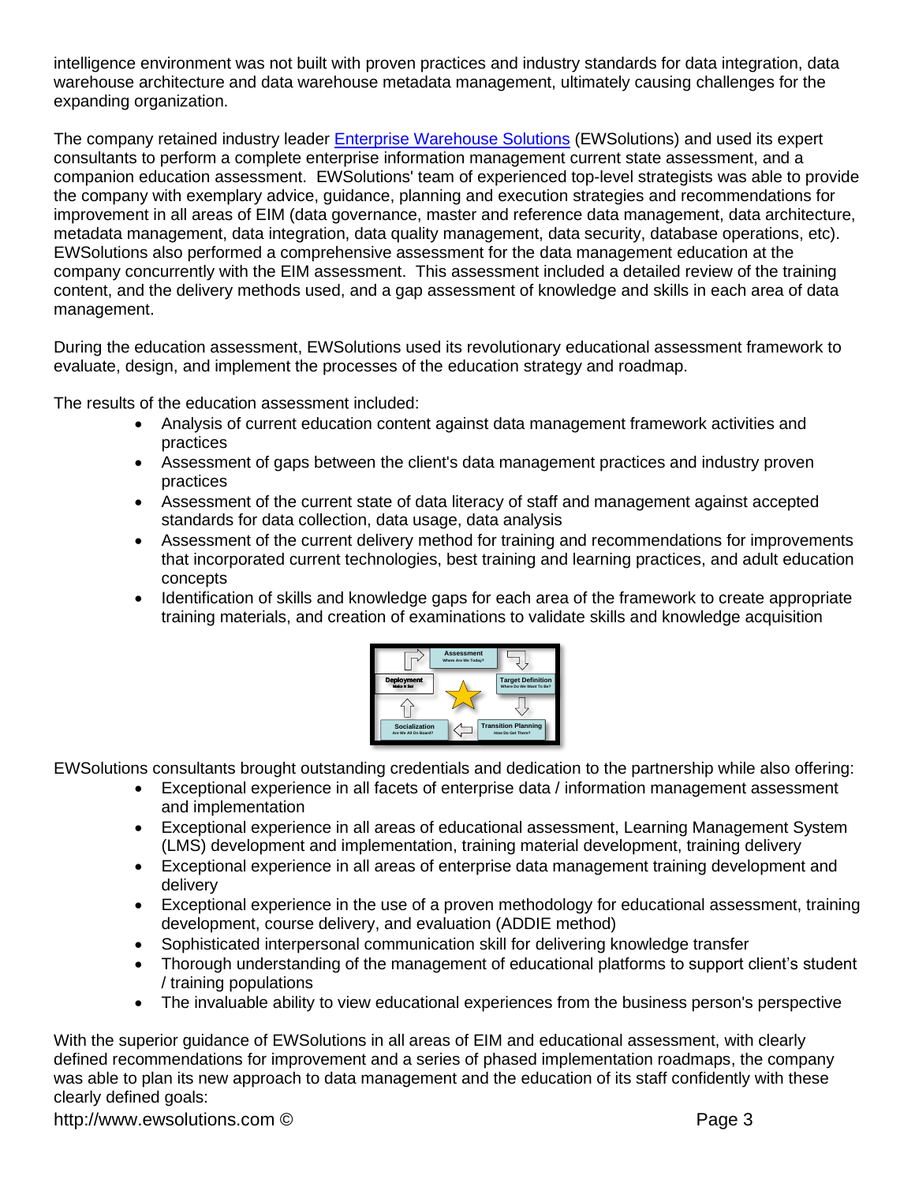intelligence environment was not built with proven practices and industry standards for data integration, data warehouse architecture and data warehouse metadata management, ultimately causing challenges for the expanding organization.

The company retained industry leader [Enterprise Warehouse Solutions](http://www.ewsolutions.com) (EWSolutions) and used its expert consultants to perform a complete enterprise information management current state assessment, and a companion education assessment. EWSolutions' team of experienced top-level strategists was able to provide the company with exemplary advice, guidance, planning and execution strategies and recommendations for improvement in all areas of EIM (data governance, master and reference data management, data architecture, metadata management, data integration, data quality management, data security, database operations, etc). EWSolutions also performed a comprehensive assessment for the data management education at the company concurrently with the EIM assessment. This assessment included a detailed review of the training content, and the delivery methods used, and a gap assessment of knowledge and skills in each area of data management.

During the education assessment, EWSolutions used its revolutionary educational assessment framework to evaluate, design, and implement the processes of the education strategy and roadmap.

The results of the education assessment included:

- Analysis of current education content against data management framework activities and practices
- Assessment of gaps between the client's data management practices and industry proven practices
- Assessment of the current state of data literacy of staff and management against accepted standards for data collection, data usage, data analysis
- Assessment of the current delivery method for training and recommendations for improvements that incorporated current technologies, best training and learning practices, and adult education concepts
- Identification of skills and knowledge gaps for each area of the framework to create appropriate training materials, and creation of examinations to validate skills and knowledge acquisition

Assessment – Where Are We Today?
Target Definition – Where Do We Want To Be?
Transition Planning – How Do Get There?
Socialization – Are We All On Board?
Deployment – Make It So!

EWSolutions consultants brought outstanding credentials and dedication to the partnership while also offering:

- Exceptional experience in all facets of enterprise data / information management assessment and implementation
- Exceptional experience in all areas of educational assessment, Learning Management System (LMS) development and implementation, training material development, training delivery
- Exceptional experience in all areas of enterprise data management training development and delivery
- Exceptional experience in the use of a proven methodology for educational assessment, training development, course delivery, and evaluation (ADDIE method)
- Sophisticated interpersonal communication skill for delivering knowledge transfer
- Thorough understanding of the management of educational platforms to support client's student / training populations
- The invaluable ability to view educational experiences from the business person's perspective

With the superior guidance of EWSolutions in all areas of EIM and educational assessment, with clearly defined recommendations for improvement and a series of phased implementation roadmaps, the company was able to plan its new approach to data management and the education of its staff confidently with these clearly defined goals: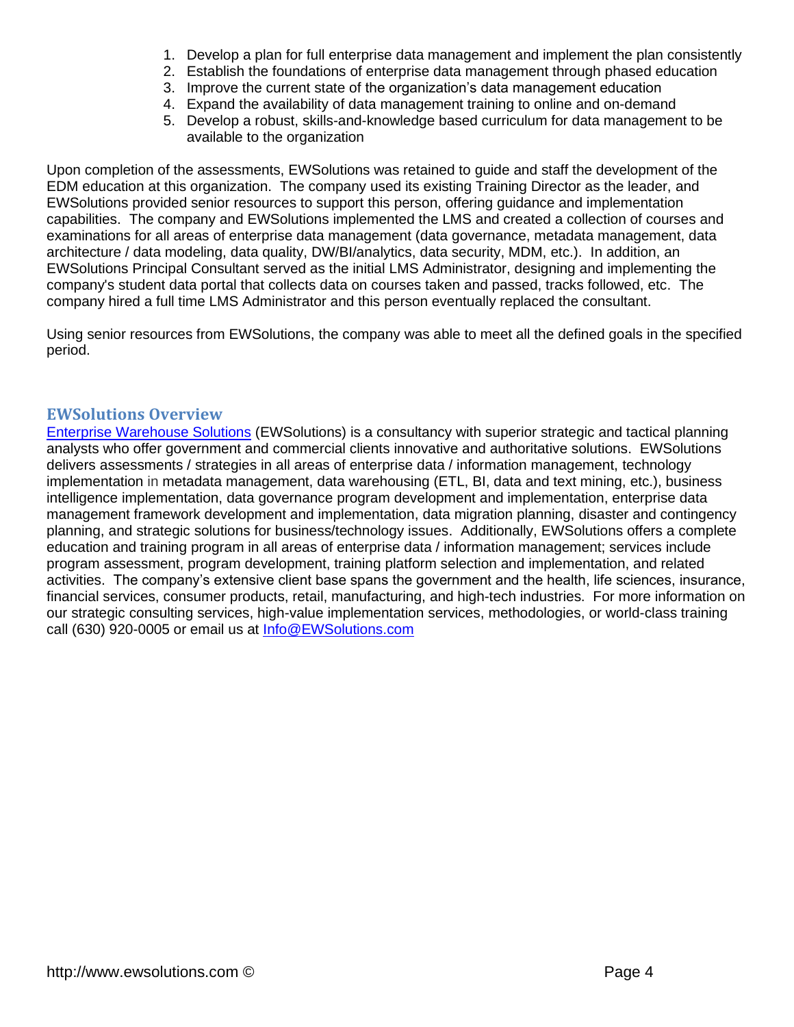1. Develop a plan for full enterprise data management and implement the plan consistently
2. Establish the foundations of enterprise data management through phased education
3. Improve the current state of the organization's data management education
4. Expand the availability of data management training to online and on-demand
5. Develop a robust, skills-and-knowledge based curriculum for data management to be available to the organization

Upon completion of the assessments, EWSolutions was retained to guide and staff the development of the EDM education at this organization. The company used its existing Training Director as the leader, and EWSolutions provided senior resources to support this person, offering guidance and implementation capabilities. The company and EWSolutions implemented the LMS and created a collection of courses and examinations for all areas of enterprise data management (data governance, metadata management, data architecture / data modeling, data quality, DW/BI/analytics, data security, MDM, etc.). In addition, an EWSolutions Principal Consultant served as the initial LMS Administrator, designing and implementing the company's student data portal that collects data on courses taken and passed, tracks followed, etc. The company hired a full time LMS Administrator and this person eventually replaced the consultant.

Using senior resources from EWSolutions, the company was able to meet all the defined goals in the specified period.

## EWSolutions Overview

[Enterprise Warehouse Solutions](http://www.ewsolutions.com) (EWSolutions) is a consultancy with superior strategic and tactical planning analysts who offer government and commercial clients innovative and authoritative solutions. EWSolutions delivers assessments / strategies in all areas of enterprise data / information management, technology implementation in metadata management, data warehousing (ETL, BI, data and text mining, etc.), business intelligence implementation, data governance program development and implementation, enterprise data management framework development and implementation, data migration planning, disaster and contingency planning, and strategic solutions for business/technology issues. Additionally, EWSolutions offers a complete education and training program in all areas of enterprise data / information management; services include program assessment, program development, training platform selection and implementation, and related activities. The company's extensive client base spans the government and the health, life sciences, insurance, financial services, consumer products, retail, manufacturing, and high-tech industries. For more information on our strategic consulting services, high-value implementation services, methodologies, or world-class training call (630) 920-0005 or email us at [Info@EWSolutions.com](mailto:Info@EWSolutions.com)